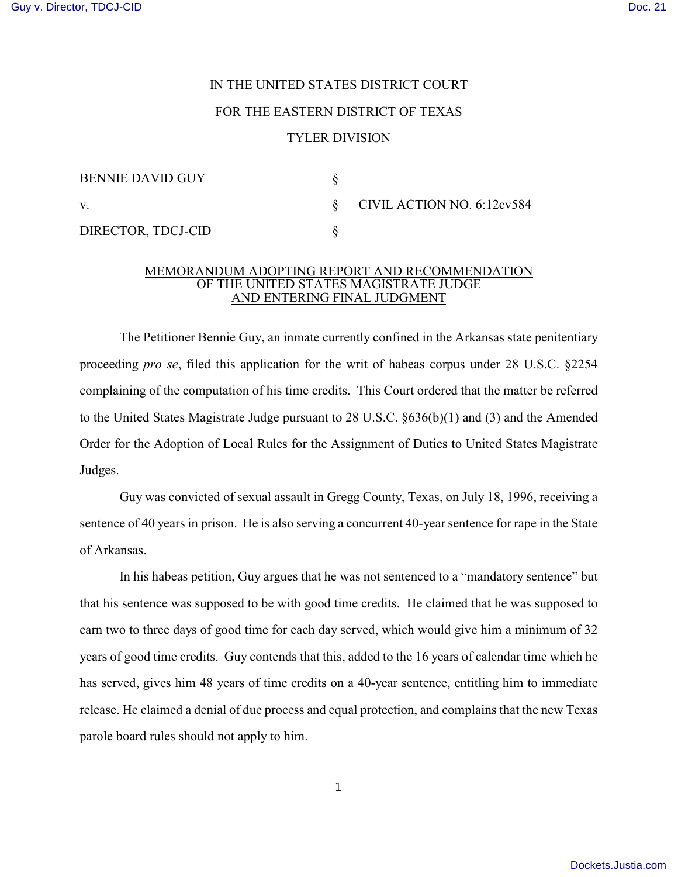IN THE UNITED STATES DISTRICT COURT

FOR THE EASTERN DISTRICT OF TEXAS

TYLER DIVISION

| | | |
|---|---|---|
| BENNIE DAVID GUY | § | |
| v. | § | CIVIL ACTION NO. 6:12cv584 |
| DIRECTOR, TDCJ-CID | § | |

MEMORANDUM ADOPTING REPORT AND RECOMMENDATION OF THE UNITED STATES MAGISTRATE JUDGE AND ENTERING FINAL JUDGMENT

The Petitioner Bennie Guy, an inmate currently confined in the Arkansas state penitentiary proceeding *pro se*, filed this application for the writ of habeas corpus under 28 U.S.C. §2254 complaining of the computation of his time credits. This Court ordered that the matter be referred to the United States Magistrate Judge pursuant to 28 U.S.C. §636(b)(1) and (3) and the Amended Order for the Adoption of Local Rules for the Assignment of Duties to United States Magistrate Judges.

Guy was convicted of sexual assault in Gregg County, Texas, on July 18, 1996, receiving a sentence of 40 years in prison. He is also serving a concurrent 40-year sentence for rape in the State of Arkansas.

In his habeas petition, Guy argues that he was not sentenced to a "mandatory sentence" but that his sentence was supposed to be with good time credits. He claimed that he was supposed to earn two to three days of good time for each day served, which would give him a minimum of 32 years of good time credits. Guy contends that this, added to the 16 years of calendar time which he has served, gives him 48 years of time credits on a 40-year sentence, entitling him to immediate release. He claimed a denial of due process and equal protection, and complains that the new Texas parole board rules should not apply to him.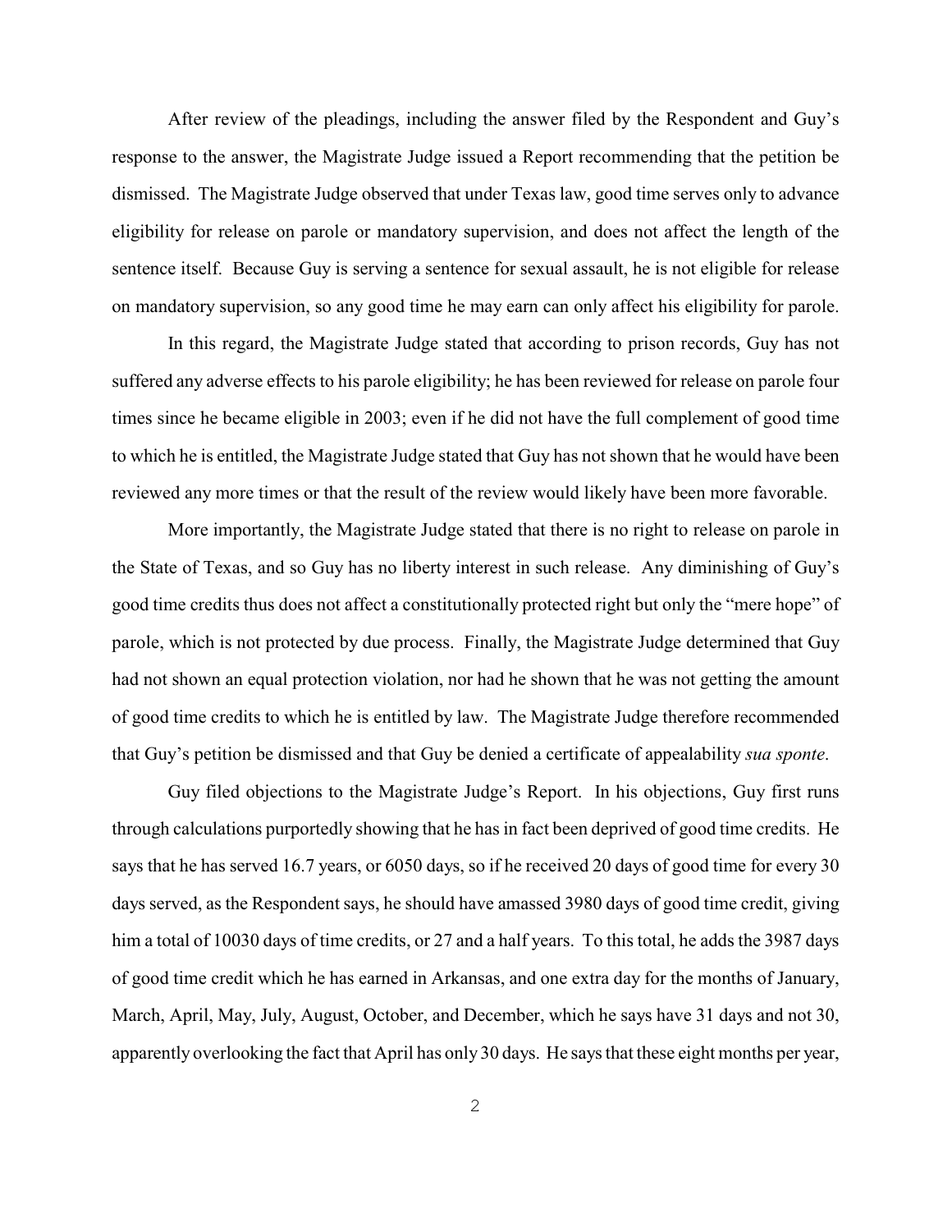After review of the pleadings, including the answer filed by the Respondent and Guy's response to the answer, the Magistrate Judge issued a Report recommending that the petition be dismissed. The Magistrate Judge observed that under Texas law, good time serves only to advance eligibility for release on parole or mandatory supervision, and does not affect the length of the sentence itself. Because Guy is serving a sentence for sexual assault, he is not eligible for release on mandatory supervision, so any good time he may earn can only affect his eligibility for parole.

In this regard, the Magistrate Judge stated that according to prison records, Guy has not suffered any adverse effects to his parole eligibility; he has been reviewed for release on parole four times since he became eligible in 2003; even if he did not have the full complement of good time to which he is entitled, the Magistrate Judge stated that Guy has not shown that he would have been reviewed any more times or that the result of the review would likely have been more favorable.

More importantly, the Magistrate Judge stated that there is no right to release on parole in the State of Texas, and so Guy has no liberty interest in such release. Any diminishing of Guy's good time credits thus does not affect a constitutionally protected right but only the "mere hope" of parole, which is not protected by due process. Finally, the Magistrate Judge determined that Guy had not shown an equal protection violation, nor had he shown that he was not getting the amount of good time credits to which he is entitled by law. The Magistrate Judge therefore recommended that Guy's petition be dismissed and that Guy be denied a certificate of appealability *sua sponte*.

Guy filed objections to the Magistrate Judge's Report. In his objections, Guy first runs through calculations purportedly showing that he has in fact been deprived of good time credits. He says that he has served 16.7 years, or 6050 days, so if he received 20 days of good time for every 30 days served, as the Respondent says, he should have amassed 3980 days of good time credit, giving him a total of 10030 days of time credits, or 27 and a half years. To this total, he adds the 3987 days of good time credit which he has earned in Arkansas, and one extra day for the months of January, March, April, May, July, August, October, and December, which he says have 31 days and not 30, apparently overlooking the fact that April has only 30 days. He says that these eight months per year,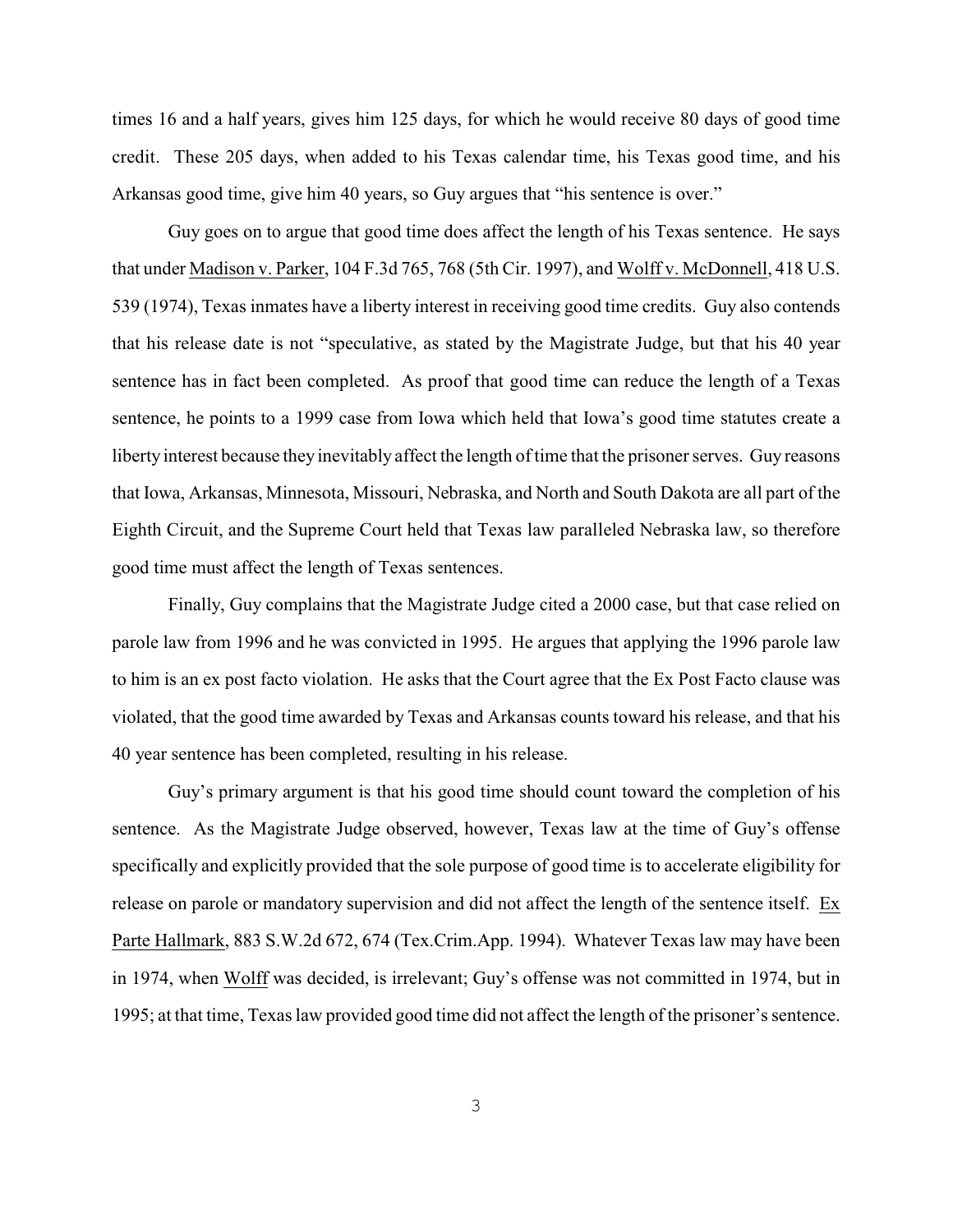times 16 and a half years, gives him 125 days, for which he would receive 80 days of good time credit. These 205 days, when added to his Texas calendar time, his Texas good time, and his Arkansas good time, give him 40 years, so Guy argues that "his sentence is over."

Guy goes on to argue that good time does affect the length of his Texas sentence. He says that under Madison v. Parker, 104 F.3d 765, 768 (5th Cir. 1997), and Wolff v. McDonnell, 418 U.S. 539 (1974), Texas inmates have a liberty interest in receiving good time credits. Guy also contends that his release date is not "speculative, as stated by the Magistrate Judge, but that his 40 year sentence has in fact been completed. As proof that good time can reduce the length of a Texas sentence, he points to a 1999 case from Iowa which held that Iowa's good time statutes create a liberty interest because they inevitably affect the length of time that the prisoner serves. Guy reasons that Iowa, Arkansas, Minnesota, Missouri, Nebraska, and North and South Dakota are all part of the Eighth Circuit, and the Supreme Court held that Texas law paralleled Nebraska law, so therefore good time must affect the length of Texas sentences.

Finally, Guy complains that the Magistrate Judge cited a 2000 case, but that case relied on parole law from 1996 and he was convicted in 1995. He argues that applying the 1996 parole law to him is an ex post facto violation. He asks that the Court agree that the Ex Post Facto clause was violated, that the good time awarded by Texas and Arkansas counts toward his release, and that his 40 year sentence has been completed, resulting in his release.

Guy's primary argument is that his good time should count toward the completion of his sentence. As the Magistrate Judge observed, however, Texas law at the time of Guy's offense specifically and explicitly provided that the sole purpose of good time is to accelerate eligibility for release on parole or mandatory supervision and did not affect the length of the sentence itself. Ex Parte Hallmark, 883 S.W.2d 672, 674 (Tex.Crim.App. 1994). Whatever Texas law may have been in 1974, when Wolff was decided, is irrelevant; Guy's offense was not committed in 1974, but in 1995; at that time, Texas law provided good time did not affect the length of the prisoner's sentence.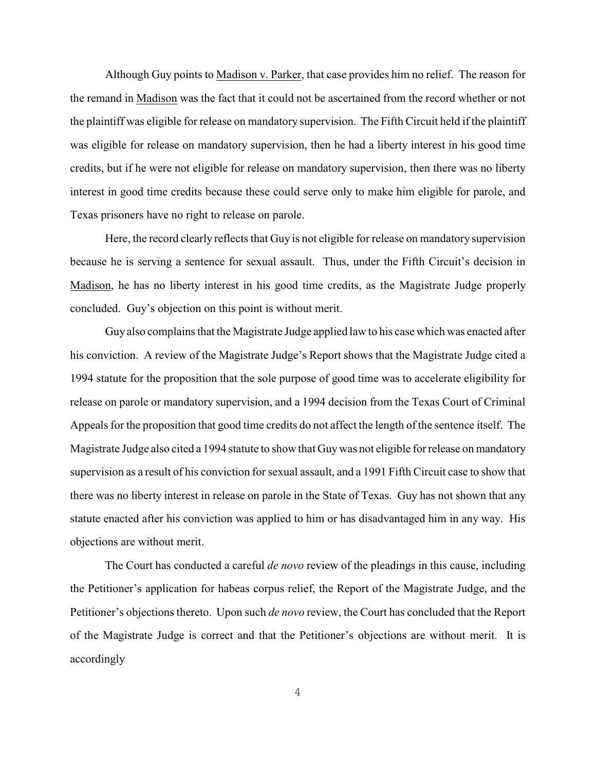Although Guy points to Madison v. Parker, that case provides him no relief. The reason for the remand in Madison was the fact that it could not be ascertained from the record whether or not the plaintiff was eligible for release on mandatory supervision. The Fifth Circuit held if the plaintiff was eligible for release on mandatory supervision, then he had a liberty interest in his good time credits, but if he were not eligible for release on mandatory supervision, then there was no liberty interest in good time credits because these could serve only to make him eligible for parole, and Texas prisoners have no right to release on parole.

Here, the record clearly reflects that Guy is not eligible for release on mandatory supervision because he is serving a sentence for sexual assault. Thus, under the Fifth Circuit's decision in Madison, he has no liberty interest in his good time credits, as the Magistrate Judge properly concluded. Guy's objection on this point is without merit.

Guy also complains that the Magistrate Judge applied law to his case which was enacted after his conviction. A review of the Magistrate Judge's Report shows that the Magistrate Judge cited a 1994 statute for the proposition that the sole purpose of good time was to accelerate eligibility for release on parole or mandatory supervision, and a 1994 decision from the Texas Court of Criminal Appeals for the proposition that good time credits do not affect the length of the sentence itself. The Magistrate Judge also cited a 1994 statute to show that Guy was not eligible for release on mandatory supervision as a result of his conviction for sexual assault, and a 1991 Fifth Circuit case to show that there was no liberty interest in release on parole in the State of Texas. Guy has not shown that any statute enacted after his conviction was applied to him or has disadvantaged him in any way. His objections are without merit.

The Court has conducted a careful *de novo* review of the pleadings in this cause, including the Petitioner's application for habeas corpus relief, the Report of the Magistrate Judge, and the Petitioner's objections thereto. Upon such *de novo* review, the Court has concluded that the Report of the Magistrate Judge is correct and that the Petitioner's objections are without merit. It is accordingly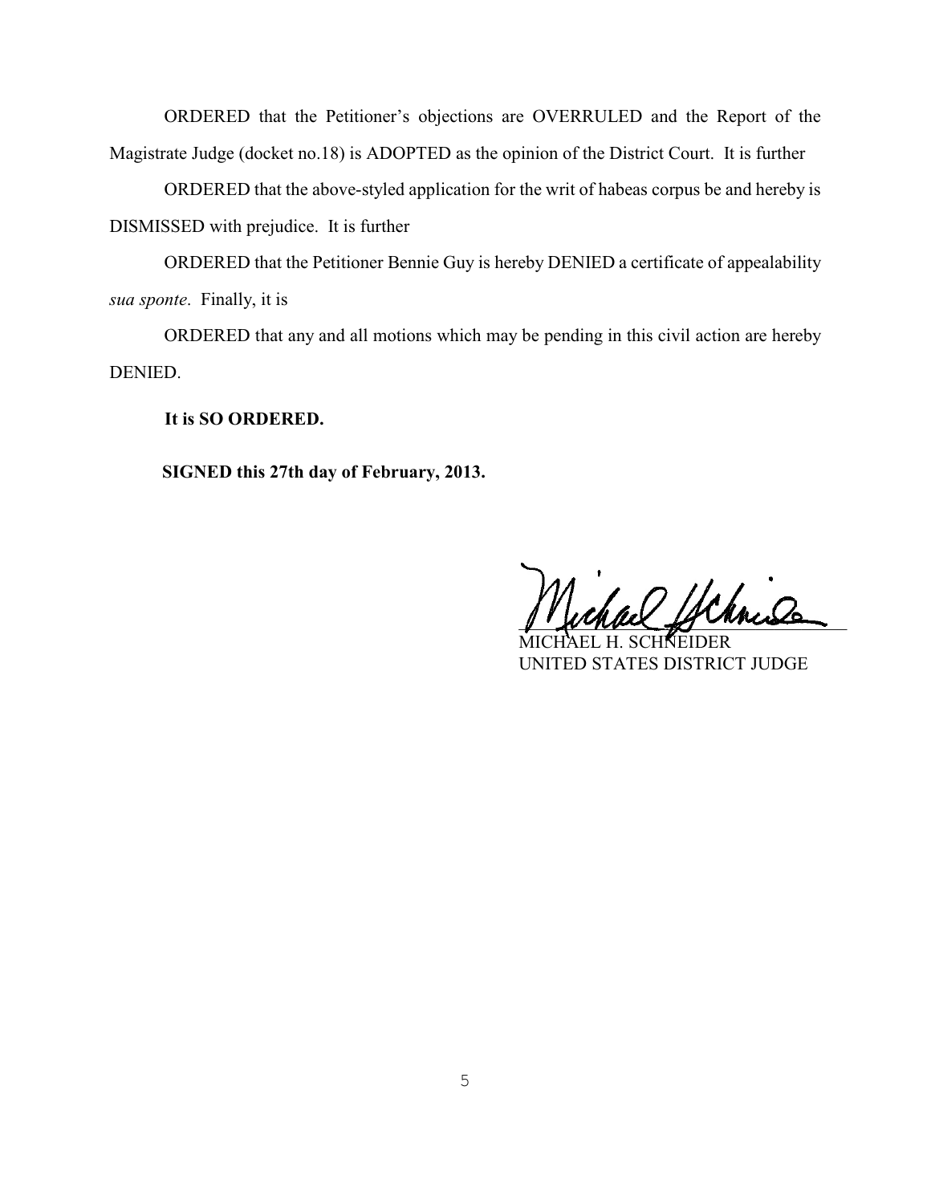ORDERED that the Petitioner's objections are OVERRULED and the Report of the Magistrate Judge (docket no.18) is ADOPTED as the opinion of the District Court. It is further

ORDERED that the above-styled application for the writ of habeas corpus be and hereby is DISMISSED with prejudice. It is further

ORDERED that the Petitioner Bennie Guy is hereby DENIED a certificate of appealability *sua sponte*. Finally, it is

ORDERED that any and all motions which may be pending in this civil action are hereby DENIED.

**It is SO ORDERED.**

**SIGNED this 27th day of February, 2013.**

MICHAEL H. SCHNEIDER
UNITED STATES DISTRICT JUDGE